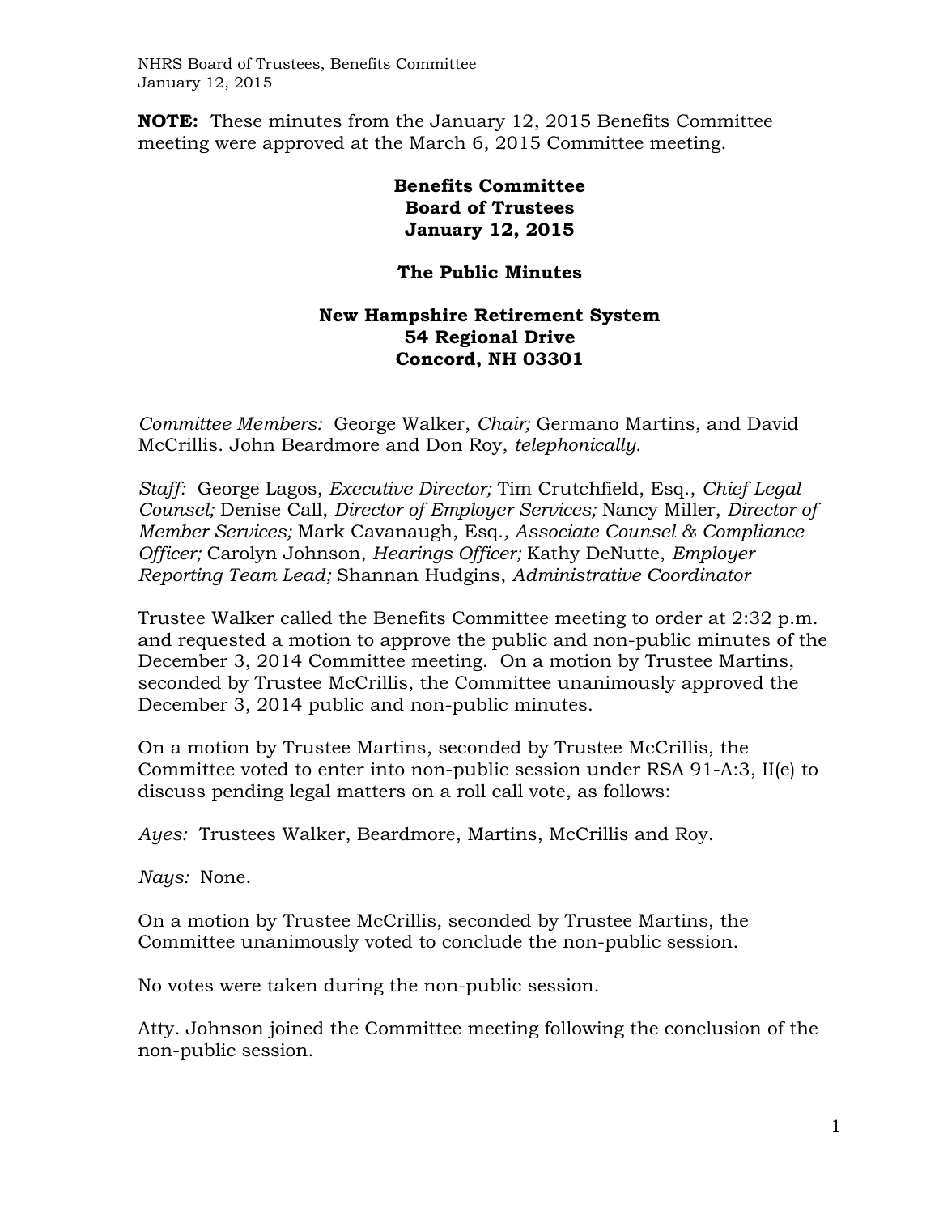**NOTE:** These minutes from the January 12, 2015 Benefits Committee meeting were approved at the March 6, 2015 Committee meeting.

# Benefits Committee
# Board of Trustees
# January 12, 2015

## The Public Minutes

### New Hampshire Retirement System
### 54 Regional Drive
### Concord, NH 03301

*Committee Members:* George Walker, *Chair;* Germano Martins, and David McCrillis. John Beardmore and Don Roy, *telephonically.*

*Staff:* George Lagos, *Executive Director;* Tim Crutchfield, Esq., *Chief Legal Counsel;* Denise Call, *Director of Employer Services;* Nancy Miller, *Director of Member Services;* Mark Cavanaugh, Esq.*, Associate Counsel & Compliance Officer;* Carolyn Johnson, *Hearings Officer;* Kathy DeNutte, *Employer Reporting Team Lead;* Shannan Hudgins, *Administrative Coordinator*

Trustee Walker called the Benefits Committee meeting to order at 2:32 p.m. and requested a motion to approve the public and non-public minutes of the December 3, 2014 Committee meeting. On a motion by Trustee Martins, seconded by Trustee McCrillis, the Committee unanimously approved the December 3, 2014 public and non-public minutes.

On a motion by Trustee Martins, seconded by Trustee McCrillis, the Committee voted to enter into non-public session under RSA 91-A:3, II(e) to discuss pending legal matters on a roll call vote, as follows:

*Ayes:* Trustees Walker, Beardmore, Martins, McCrillis and Roy.

*Nays:* None.

On a motion by Trustee McCrillis, seconded by Trustee Martins, the Committee unanimously voted to conclude the non-public session.

No votes were taken during the non-public session.

Atty. Johnson joined the Committee meeting following the conclusion of the non-public session.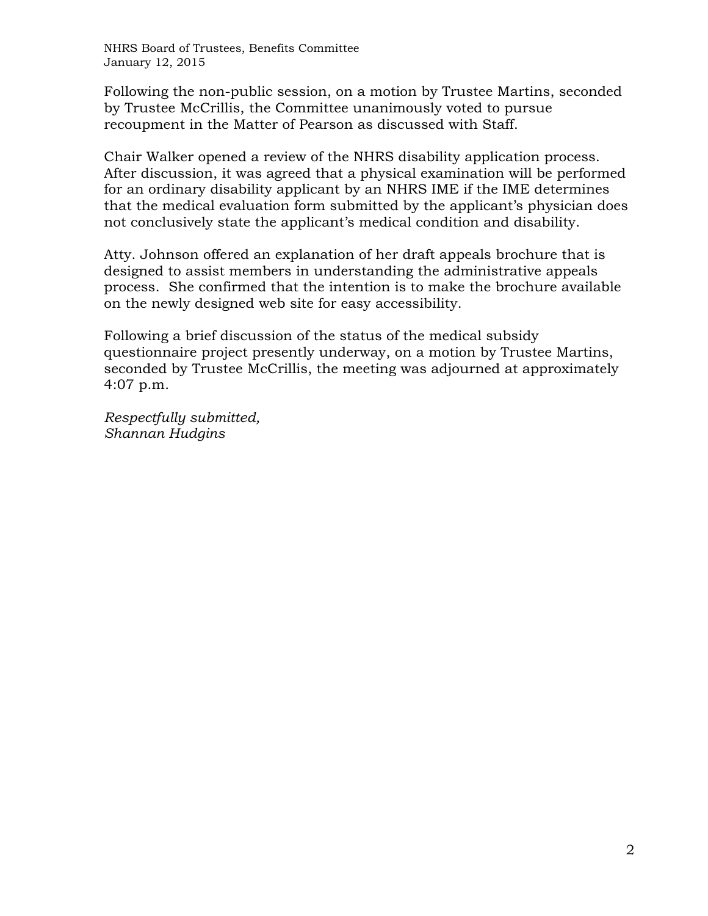Following the non-public session, on a motion by Trustee Martins, seconded by Trustee McCrillis, the Committee unanimously voted to pursue recoupment in the Matter of Pearson as discussed with Staff.

Chair Walker opened a review of the NHRS disability application process. After discussion, it was agreed that a physical examination will be performed for an ordinary disability applicant by an NHRS IME if the IME determines that the medical evaluation form submitted by the applicant's physician does not conclusively state the applicant's medical condition and disability.

Atty. Johnson offered an explanation of her draft appeals brochure that is designed to assist members in understanding the administrative appeals process. She confirmed that the intention is to make the brochure available on the newly designed web site for easy accessibility.

Following a brief discussion of the status of the medical subsidy questionnaire project presently underway, on a motion by Trustee Martins, seconded by Trustee McCrillis, the meeting was adjourned at approximately 4:07 p.m.

*Respectfully submitted,*
*Shannan Hudgins*